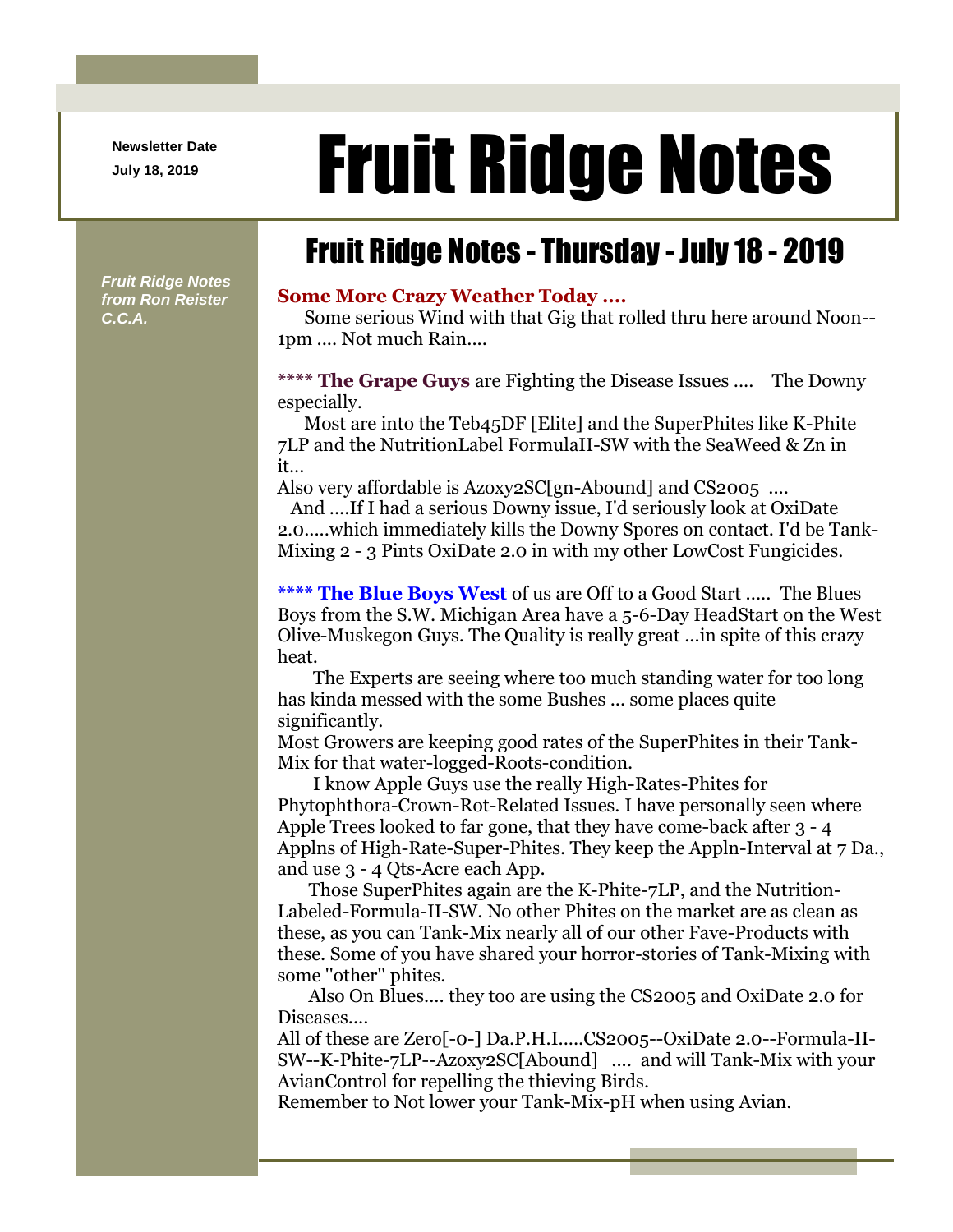Newsletter Date
July 18, 2019

# Fruit Ridge Notes

*Fruit Ridge Notes from Ron Reister C.C.A.*

## Fruit Ridge Notes - Thursday - July 18 - 2019

**Some More Crazy Weather Today ....**

Some serious Wind with that Gig that rolled thru here around Noon--1pm .... Not much Rain....

**** **The Grape Guys** are Fighting the Disease Issues .... The Downy especially.

Most are into the Teb45DF [Elite] and the SuperPhites like K-Phite 7LP and the NutritionLabel FormulaII-SW with the SeaWeed & Zn in it...

Also very affordable is Azoxy2SC[gn-Abound] and CS2005 ....

And ....If I had a serious Downy issue, I'd seriously look at OxiDate 2.0.....which immediately kills the Downy Spores on contact. I'd be Tank-Mixing 2 - 3 Pints OxiDate 2.0 in with my other LowCost Fungicides.

**** **The Blue Boys West** of us are Off to a Good Start ..... The Blues Boys from the S.W. Michigan Area have a 5-6-Day HeadStart on the West Olive-Muskegon Guys. The Quality is really great ...in spite of this crazy heat.

The Experts are seeing where too much standing water for too long has kinda messed with the some Bushes ... some places quite significantly.

Most Growers are keeping good rates of the SuperPhites in their Tank-Mix for that water-logged-Roots-condition.

I know Apple Guys use the really High-Rates-Phites for Phytophthora-Crown-Rot-Related Issues. I have personally seen where Apple Trees looked to far gone, that they have come-back after 3 - 4 Applns of High-Rate-Super-Phites. They keep the Appln-Interval at 7 Da., and use 3 - 4 Qts-Acre each App.

Those SuperPhites again are the K-Phite-7LP, and the Nutrition-Labeled-Formula-II-SW. No other Phites on the market are as clean as these, as you can Tank-Mix nearly all of our other Fave-Products with these. Some of you have shared your horror-stories of Tank-Mixing with some "other" phites.

Also On Blues.... they too are using the CS2005 and OxiDate 2.0 for Diseases....

All of these are Zero[-0-] Da.P.H.I.....CS2005--OxiDate 2.0--Formula-II-SW--K-Phite-7LP--Azoxy2SC[Abound] .... and will Tank-Mix with your AvianControl for repelling the thieving Birds.

Remember to Not lower your Tank-Mix-pH when using Avian.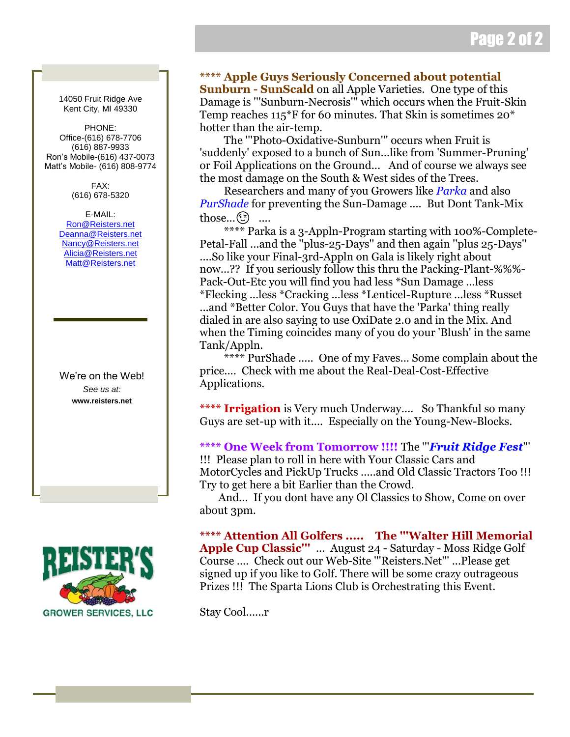14050 Fruit Ridge Ave
Kent City, MI 49330

PHONE:
Office-(616) 678-7706
(616) 887-9933
Ron's Mobile-(616) 437-0073
Matt's Mobile- (616) 808-9774

FAX:
(616) 678-5320

E-MAIL:
Ron@Reisters.net
Deanna@Reisters.net
Nancy@Reisters.net
Alicia@Reisters.net
Matt@Reisters.net

We're on the Web!
*See us at:*
**www.reisters.net**

REISTER'S
GROWER SERVICES, LLC

**\*\*\*\* Apple Guys Seriously Concerned about potential Sunburn - SunScald** on all Apple Varieties. One type of this Damage is '''Sunburn-Necrosis''' which occurs when the Fruit-Skin Temp reaches 115*F for 60 minutes. That Skin is sometimes 20* hotter than the air-temp.

The '''Photo-Oxidative-Sunburn''' occurs when Fruit is 'suddenly' exposed to a bunch of Sun...like from 'Summer-Pruning' or Foil Applications on the Ground... And of course we always see the most damage on the South & West sides of the Trees.

Researchers and many of you Growers like *Parka* and also *PurShade* for preventing the Sun-Damage .... But Dont Tank-Mix those...😉 ....

\*\*\*\* Parka is a 3-Appln-Program starting with 100%-Complete-Petal-Fall ...and the "plus-25-Days" and then again "plus 25-Days" ....So like your Final-3rd-Appln on Gala is likely right about now...?? If you seriously follow this thru the Packing-Plant-%%%-Pack-Out-Etc you will find you had less *Sun Damage ...less *Flecking ...less *Cracking ...less *Lenticel-Rupture ...less *Russet ...and *Better Color. You Guys that have the 'Parka' thing really dialed in are also saying to use OxiDate 2.0 and in the Mix. And when the Timing coincides many of you do your 'Blush' in the same Tank/Appln.

\*\*\*\* PurShade ..... One of my Faves... Some complain about the price.... Check with me about the Real-Deal-Cost-Effective Applications.

**\*\*\*\* Irrigation** is Very much Underway.... So Thankful so many Guys are set-up with it.... Especially on the Young-New-Blocks.

**\*\*\*\* One Week from Tomorrow !!!!** The '''***Fruit Ridge Fest***''' !!! Please plan to roll in here with Your Classic Cars and MotorCycles and PickUp Trucks .....and Old Classic Tractors Too !!! Try to get here a bit Earlier than the Crowd.

And... If you dont have any Ol Classics to Show, Come on over about 3pm.

**\*\*\*\* Attention All Golfers ..... The '''Walter Hill Memorial Apple Cup Classic'''** ... August 24 - Saturday - Moss Ridge Golf Course .... Check out our Web-Site '''Reisters.Net''' ...Please get signed up if you like to Golf. There will be some crazy outrageous Prizes !!! The Sparta Lions Club is Orchestrating this Event.

Stay Cool......r